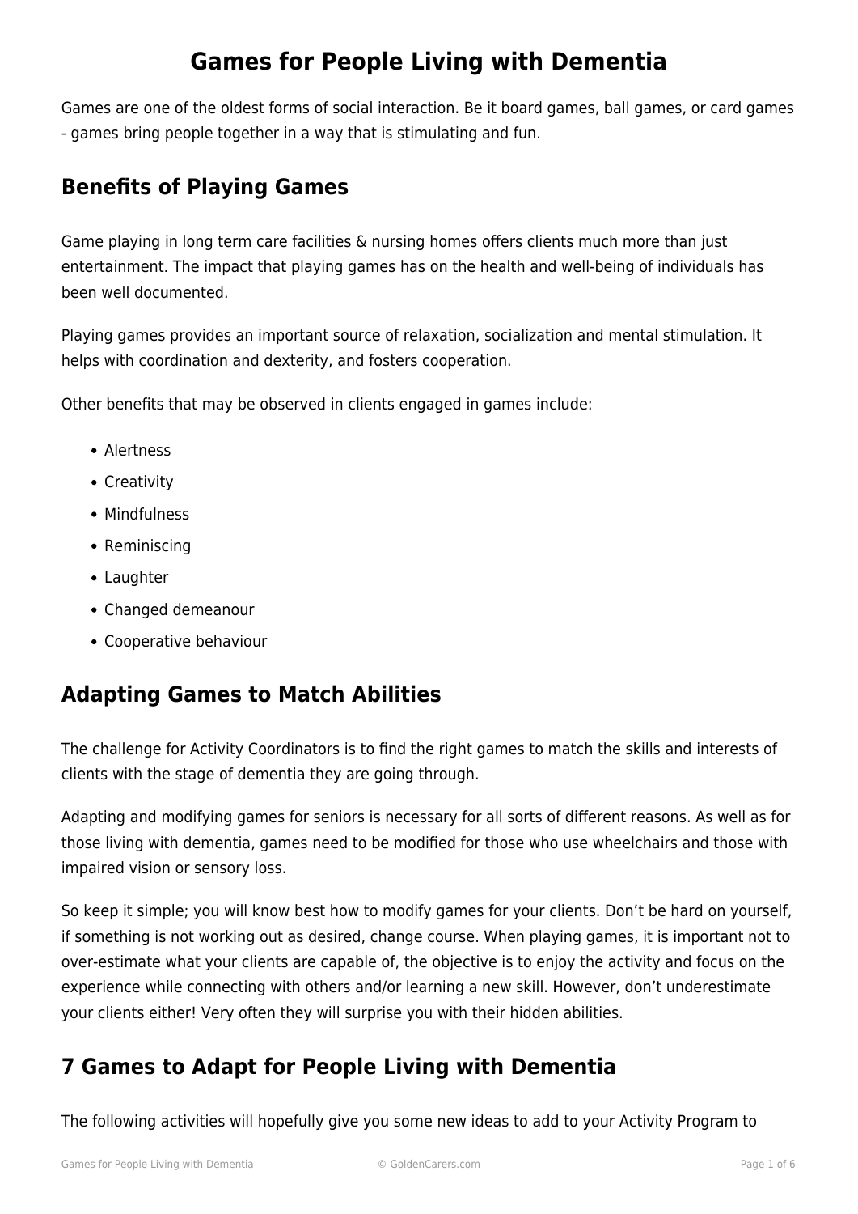# Games for People Living with Dementia

Games are one of the oldest forms of social interaction. Be it board games, ball games, or card games - games bring people together in a way that is stimulating and fun.

## Benefits of Playing Games

Game playing in long term care facilities & nursing homes offers clients much more than just entertainment. The impact that playing games has on the health and well-being of individuals has been well documented.

Playing games provides an important source of relaxation, socialization and mental stimulation. It helps with coordination and dexterity, and fosters cooperation.

Other benefits that may be observed in clients engaged in games include:

- Alertness
- Creativity
- Mindfulness
- Reminiscing
- Laughter
- Changed demeanour
- Cooperative behaviour

## Adapting Games to Match Abilities

The challenge for Activity Coordinators is to find the right games to match the skills and interests of clients with the stage of dementia they are going through.

Adapting and modifying games for seniors is necessary for all sorts of different reasons. As well as for those living with dementia, games need to be modified for those who use wheelchairs and those with impaired vision or sensory loss.

So keep it simple; you will know best how to modify games for your clients. Don't be hard on yourself, if something is not working out as desired, change course. When playing games, it is important not to over-estimate what your clients are capable of, the objective is to enjoy the activity and focus on the experience while connecting with others and/or learning a new skill. However, don't underestimate your clients either! Very often they will surprise you with their hidden abilities.

## 7 Games to Adapt for People Living with Dementia

The following activities will hopefully give you some new ideas to add to your Activity Program to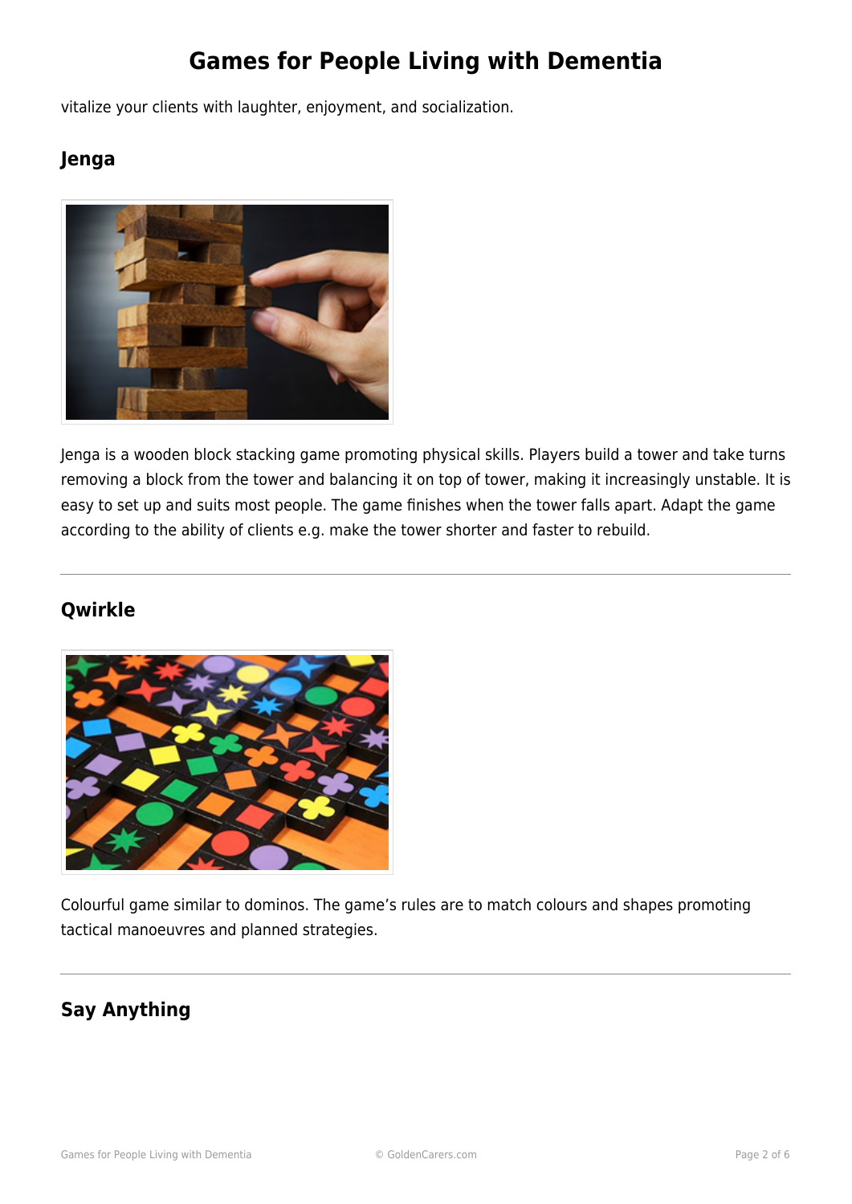vitalize your clients with laughter, enjoyment, and socialization.

## Jenga

Jenga is a wooden block stacking game promoting physical skills. Players build a tower and take turns removing a block from the tower and balancing it on top of tower, making it increasingly unstable. It is easy to set up and suits most people. The game finishes when the tower falls apart. Adapt the game according to the ability of clients e.g. make the tower shorter and faster to rebuild.

---

## Qwirkle

Colourful game similar to dominos. The game's rules are to match colours and shapes promoting tactical manoeuvres and planned strategies.

---

## Say Anything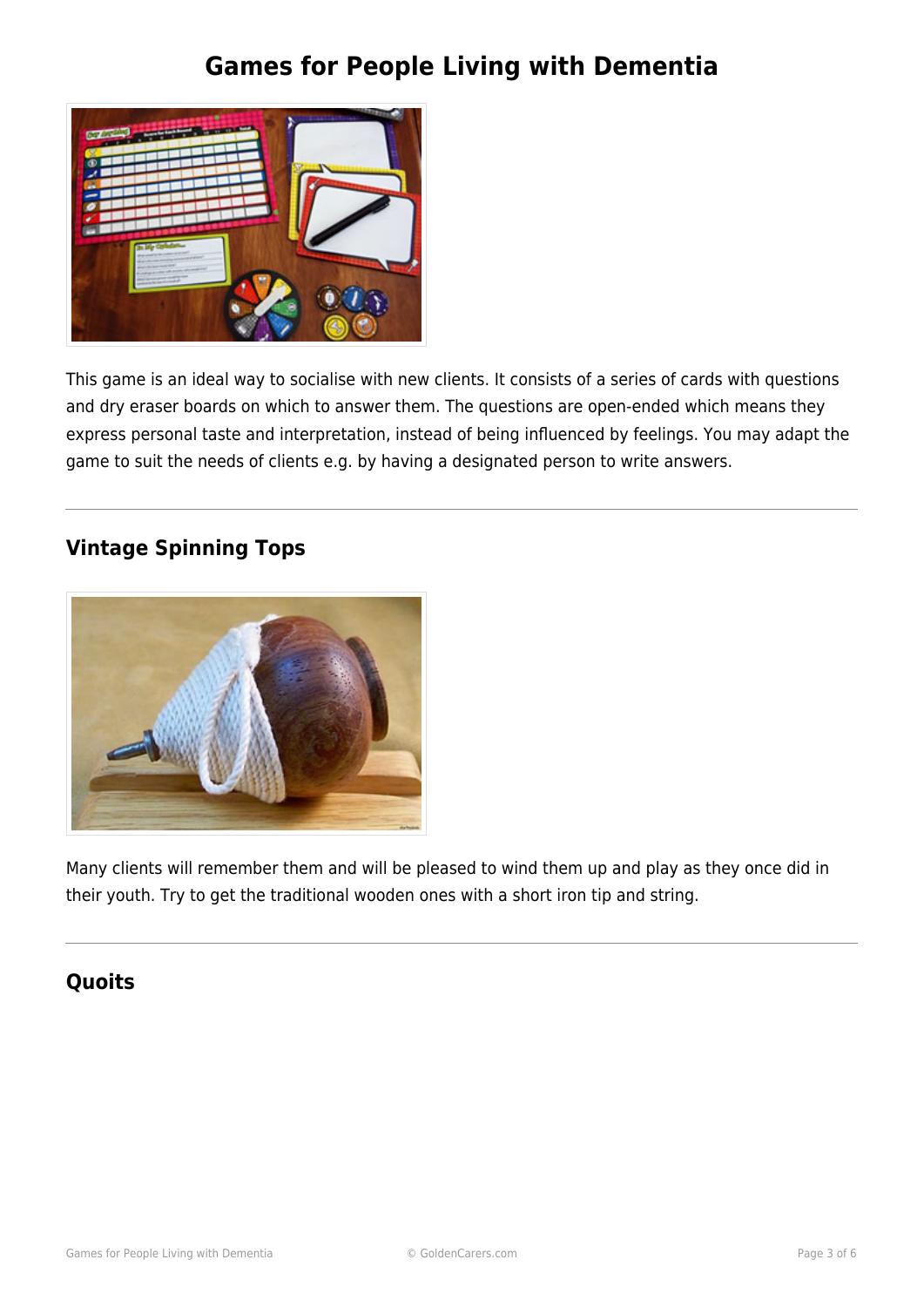This game is an ideal way to socialise with new clients. It consists of a series of cards with questions and dry eraser boards on which to answer them. The questions are open-ended which means they express personal taste and interpretation, instead of being influenced by feelings. You may adapt the game to suit the needs of clients e.g. by having a designated person to write answers.

---

## Vintage Spinning Tops

Many clients will remember them and will be pleased to wind them up and play as they once did in their youth. Try to get the traditional wooden ones with a short iron tip and string.

---

## Quoits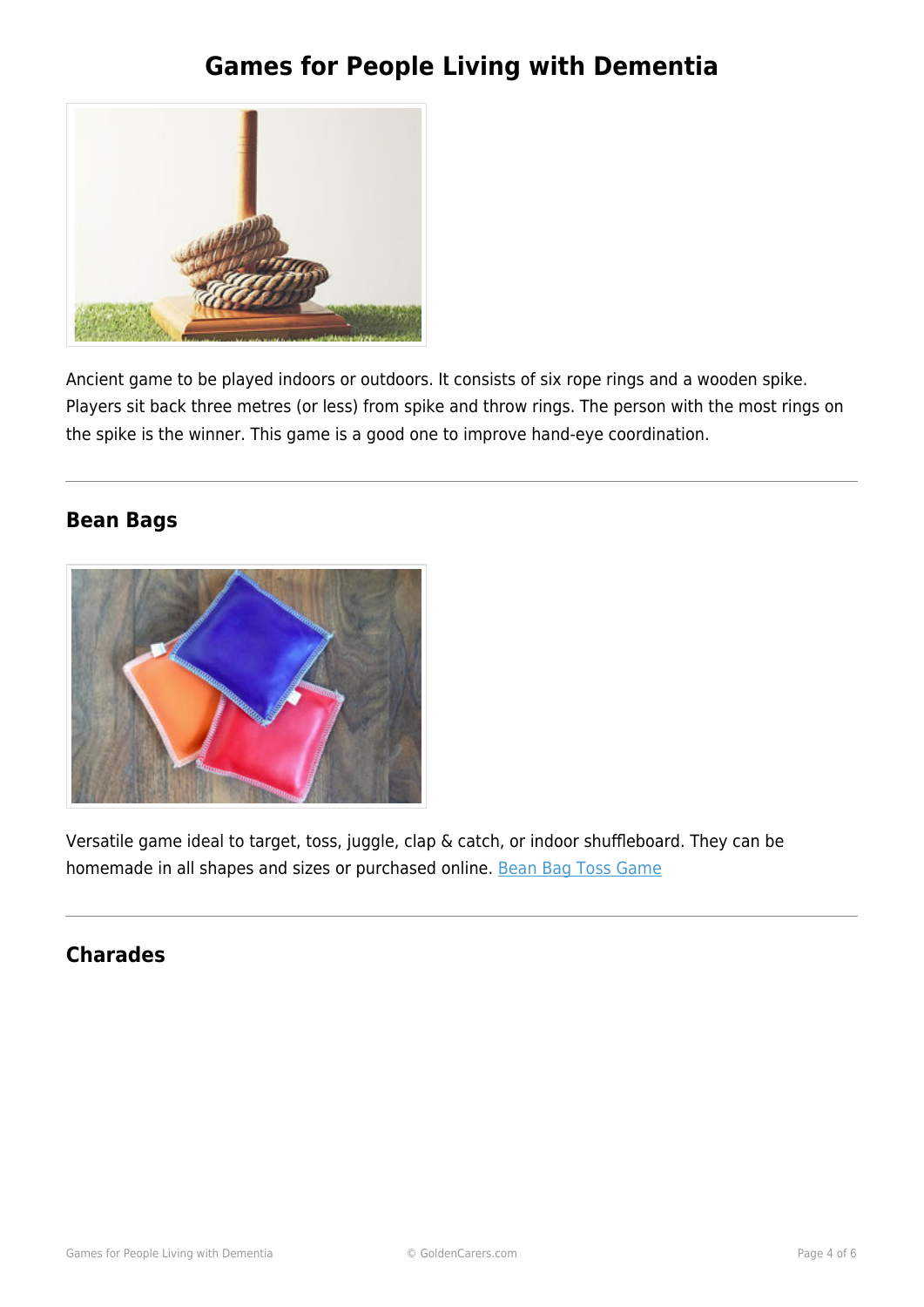Ancient game to be played indoors or outdoors. It consists of six rope rings and a wooden spike. Players sit back three metres (or less) from spike and throw rings. The person with the most rings on the spike is the winner. This game is a good one to improve hand-eye coordination.

---

## Bean Bags

Versatile game ideal to target, toss, juggle, clap & catch, or indoor shuffleboard. They can be homemade in all shapes and sizes or purchased online. [Bean Bag Toss Game]

---

## Charades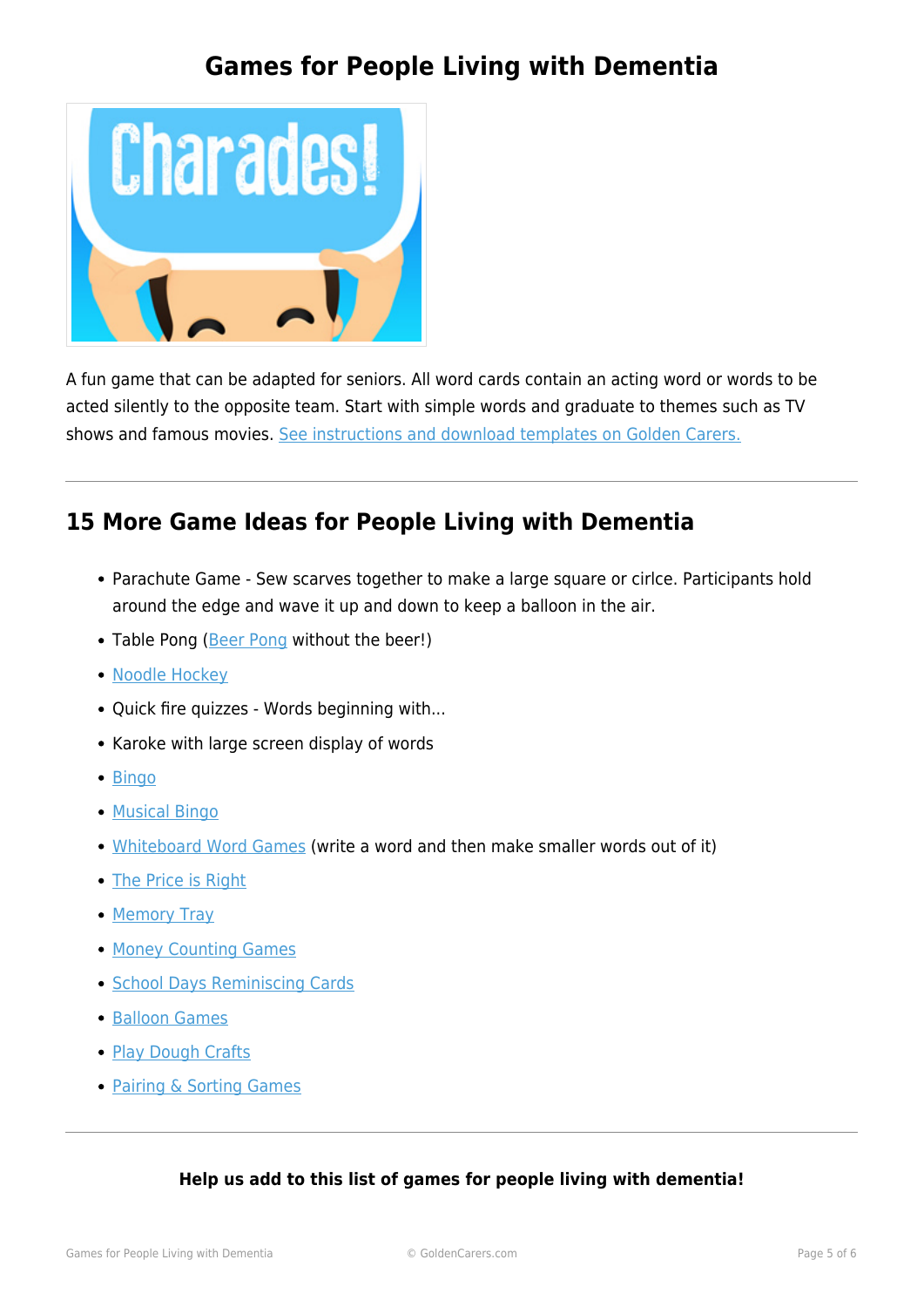# Games for People Living with Dementia

A fun game that can be adapted for seniors. All word cards contain an acting word or words to be acted silently to the opposite team. Start with simple words and graduate to themes such as TV shows and famous movies. See instructions and download templates on Golden Carers.

---

## 15 More Game Ideas for People Living with Dementia

- Parachute Game - Sew scarves together to make a large square or cirlce. Participants hold around the edge and wave it up and down to keep a balloon in the air.
- Table Pong (Beer Pong without the beer!)
- Noodle Hockey
- Quick fire quizzes - Words beginning with...
- Karoke with large screen display of words
- Bingo
- Musical Bingo
- Whiteboard Word Games (write a word and then make smaller words out of it)
- The Price is Right
- Memory Tray
- Money Counting Games
- School Days Reminiscing Cards
- Balloon Games
- Play Dough Crafts
- Pairing & Sorting Games

---

**Help us add to this list of games for people living with dementia!**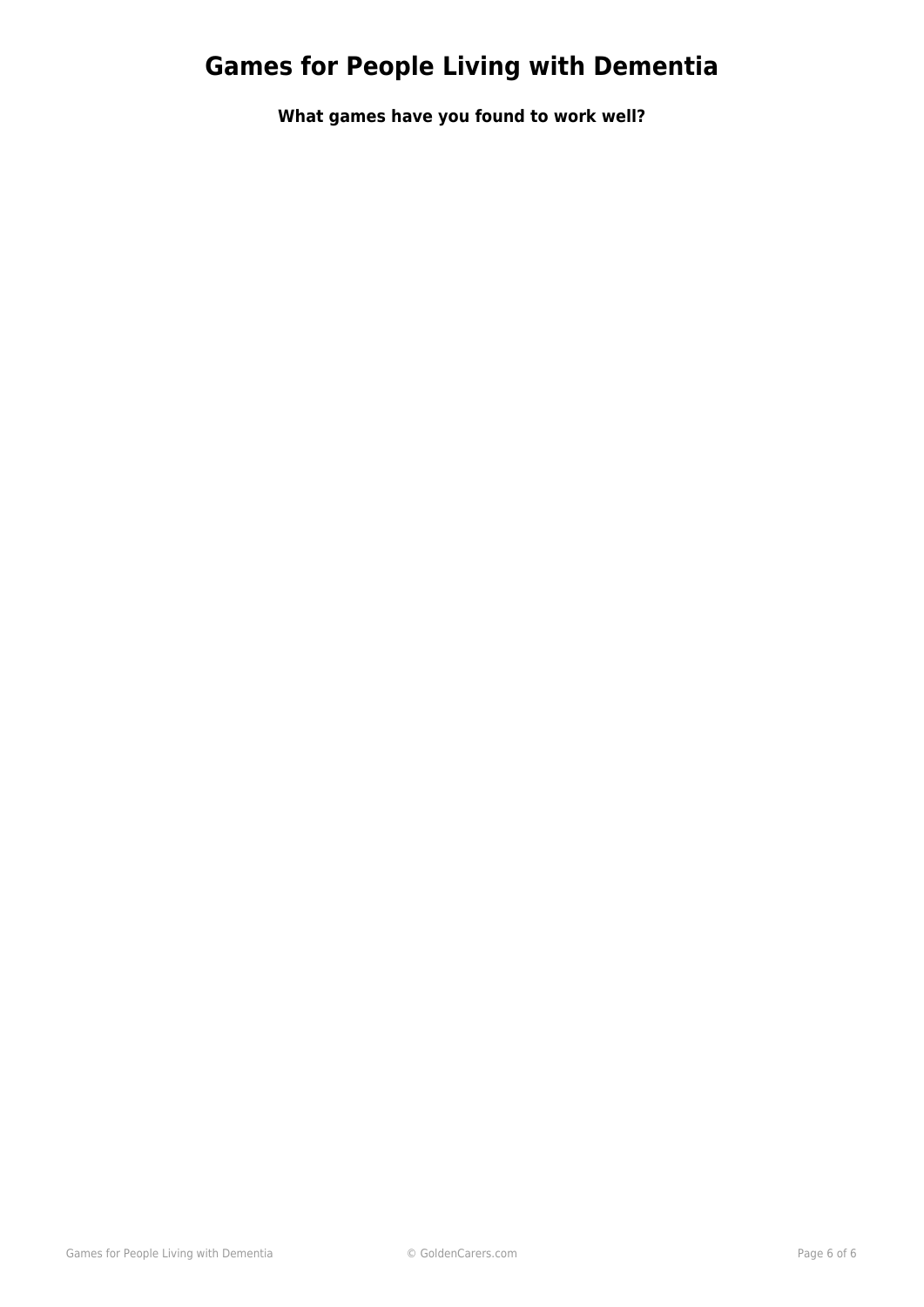# Games for People Living with Dementia

**What games have you found to work well?**